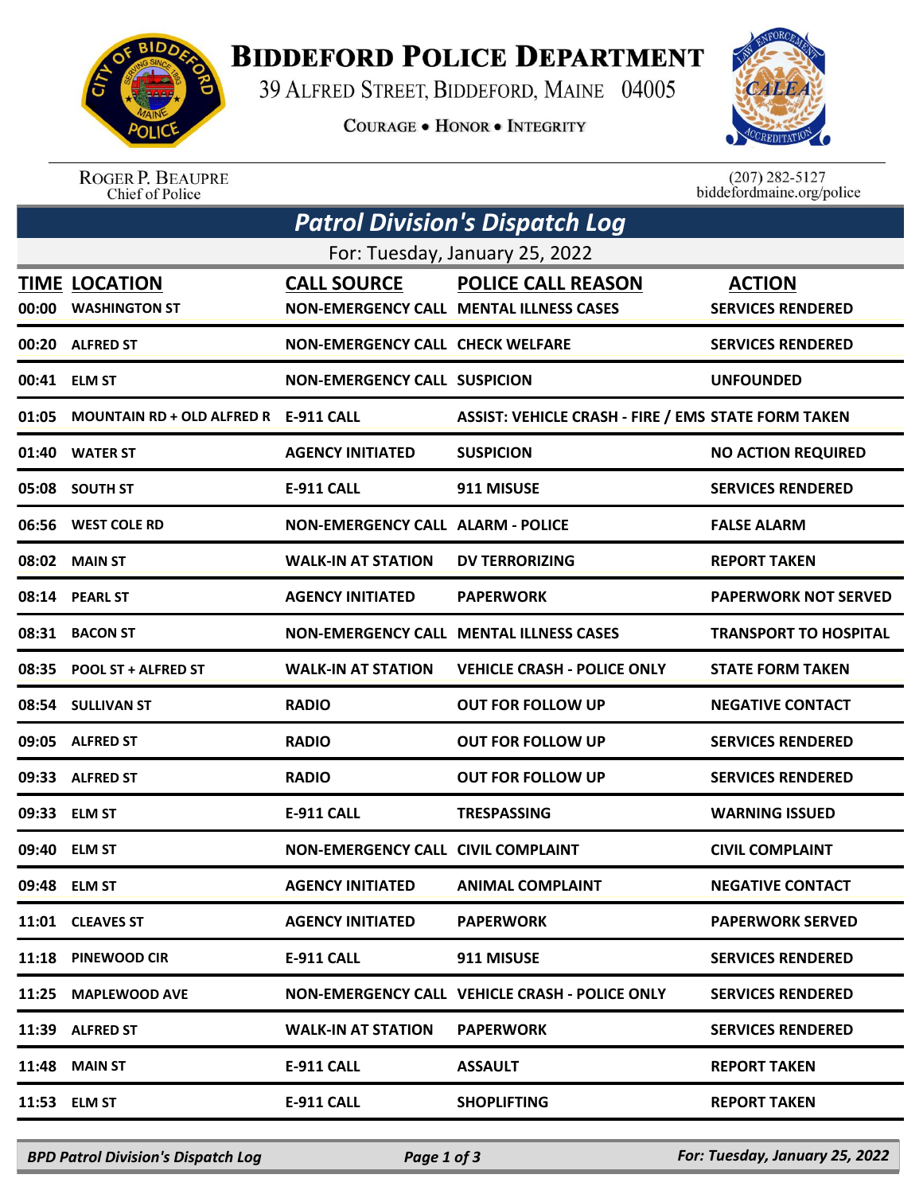# Biddeford Police Department

39 Alfred Street, Biddeford, Maine 04005

Courage • Honor • Integrity

Roger P. Beaupre
Chief of Police

(207) 282-5127
biddefordmaine.org/police

## Patrol Division's Dispatch Log

For: Tuesday, January 25, 2022

| TIME | LOCATION | CALL SOURCE | POLICE CALL REASON | ACTION |
|---|---|---|---|---|
| 00:00 | WASHINGTON ST | NON-EMERGENCY CALL | MENTAL ILLNESS CASES | SERVICES RENDERED |
| 00:20 | ALFRED ST | NON-EMERGENCY CALL | CHECK WELFARE | SERVICES RENDERED |
| 00:41 | ELM ST | NON-EMERGENCY CALL | SUSPICION | UNFOUNDED |
| 01:05 | MOUNTAIN RD + OLD ALFRED R | E-911 CALL | ASSIST: VEHICLE CRASH - FIRE / EMS | STATE FORM TAKEN |
| 01:40 | WATER ST | AGENCY INITIATED | SUSPICION | NO ACTION REQUIRED |
| 05:08 | SOUTH ST | E-911 CALL | 911 MISUSE | SERVICES RENDERED |
| 06:56 | WEST COLE RD | NON-EMERGENCY CALL | ALARM - POLICE | FALSE ALARM |
| 08:02 | MAIN ST | WALK-IN AT STATION | DV TERRORIZING | REPORT TAKEN |
| 08:14 | PEARL ST | AGENCY INITIATED | PAPERWORK | PAPERWORK NOT SERVED |
| 08:31 | BACON ST | NON-EMERGENCY CALL | MENTAL ILLNESS CASES | TRANSPORT TO HOSPITAL |
| 08:35 | POOL ST + ALFRED ST | WALK-IN AT STATION | VEHICLE CRASH - POLICE ONLY | STATE FORM TAKEN |
| 08:54 | SULLIVAN ST | RADIO | OUT FOR FOLLOW UP | NEGATIVE CONTACT |
| 09:05 | ALFRED ST | RADIO | OUT FOR FOLLOW UP | SERVICES RENDERED |
| 09:33 | ALFRED ST | RADIO | OUT FOR FOLLOW UP | SERVICES RENDERED |
| 09:33 | ELM ST | E-911 CALL | TRESPASSING | WARNING ISSUED |
| 09:40 | ELM ST | NON-EMERGENCY CALL | CIVIL COMPLAINT | CIVIL COMPLAINT |
| 09:48 | ELM ST | AGENCY INITIATED | ANIMAL COMPLAINT | NEGATIVE CONTACT |
| 11:01 | CLEAVES ST | AGENCY INITIATED | PAPERWORK | PAPERWORK SERVED |
| 11:18 | PINEWOOD CIR | E-911 CALL | 911 MISUSE | SERVICES RENDERED |
| 11:25 | MAPLEWOOD AVE | NON-EMERGENCY CALL | VEHICLE CRASH - POLICE ONLY | SERVICES RENDERED |
| 11:39 | ALFRED ST | WALK-IN AT STATION | PAPERWORK | SERVICES RENDERED |
| 11:48 | MAIN ST | E-911 CALL | ASSAULT | REPORT TAKEN |
| 11:53 | ELM ST | E-911 CALL | SHOPLIFTING | REPORT TAKEN |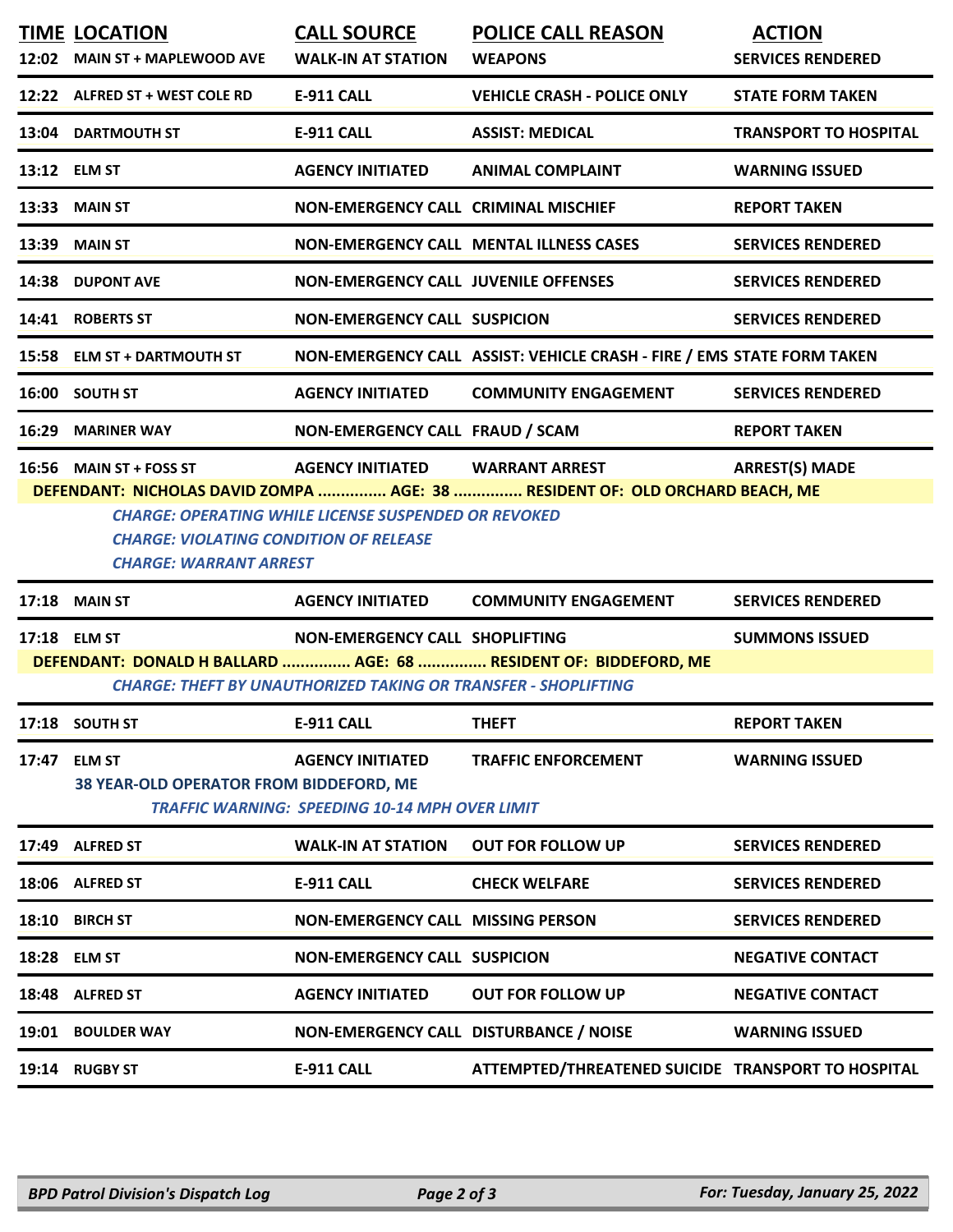| TIME | LOCATION | CALL SOURCE | POLICE CALL REASON | ACTION |
|---|---|---|---|---|
| 12:02 | MAIN ST + MAPLEWOOD AVE | WALK-IN AT STATION | WEAPONS | SERVICES RENDERED |
| 12:22 | ALFRED ST + WEST COLE RD | E-911 CALL | VEHICLE CRASH - POLICE ONLY | STATE FORM TAKEN |
| 13:04 | DARTMOUTH ST | E-911 CALL | ASSIST: MEDICAL | TRANSPORT TO HOSPITAL |
| 13:12 | ELM ST | AGENCY INITIATED | ANIMAL COMPLAINT | WARNING ISSUED |
| 13:33 | MAIN ST | NON-EMERGENCY CALL | CRIMINAL MISCHIEF | REPORT TAKEN |
| 13:39 | MAIN ST | NON-EMERGENCY CALL | MENTAL ILLNESS CASES | SERVICES RENDERED |
| 14:38 | DUPONT AVE | NON-EMERGENCY CALL | JUVENILE OFFENSES | SERVICES RENDERED |
| 14:41 | ROBERTS ST | NON-EMERGENCY CALL | SUSPICION | SERVICES RENDERED |
| 15:58 | ELM ST + DARTMOUTH ST | NON-EMERGENCY CALL | ASSIST: VEHICLE CRASH - FIRE / EMS | STATE FORM TAKEN |
| 16:00 | SOUTH ST | AGENCY INITIATED | COMMUNITY ENGAGEMENT | SERVICES RENDERED |
| 16:29 | MARINER WAY | NON-EMERGENCY CALL | FRAUD / SCAM | REPORT TAKEN |
| 16:56 | MAIN ST + FOSS ST | AGENCY INITIATED | WARRANT ARREST | ARREST(S) MADE |

**DEFENDANT: NICHOLAS DAVID ZOMPA ............... AGE: 38 ............... RESIDENT OF: OLD ORCHARD BEACH, ME**

*CHARGE: OPERATING WHILE LICENSE SUSPENDED OR REVOKED*
*CHARGE: VIOLATING CONDITION OF RELEASE*
*CHARGE: WARRANT ARREST*

| TIME | LOCATION | CALL SOURCE | POLICE CALL REASON | ACTION |
|---|---|---|---|---|
| 17:18 | MAIN ST | AGENCY INITIATED | COMMUNITY ENGAGEMENT | SERVICES RENDERED |
| 17:18 | ELM ST | NON-EMERGENCY CALL | SHOPLIFTING | SUMMONS ISSUED |

**DEFENDANT: DONALD H BALLARD ............... AGE: 68 ............... RESIDENT OF: BIDDEFORD, ME**

*CHARGE: THEFT BY UNAUTHORIZED TAKING OR TRANSFER - SHOPLIFTING*

| TIME | LOCATION | CALL SOURCE | POLICE CALL REASON | ACTION |
|---|---|---|---|---|
| 17:18 | SOUTH ST | E-911 CALL | THEFT | REPORT TAKEN |
| 17:47 | ELM ST | AGENCY INITIATED | TRAFFIC ENFORCEMENT | WARNING ISSUED |

**38 YEAR-OLD OPERATOR FROM BIDDEFORD, ME**

*TRAFFIC WARNING: SPEEDING 10-14 MPH OVER LIMIT*

| TIME | LOCATION | CALL SOURCE | POLICE CALL REASON | ACTION |
|---|---|---|---|---|
| 17:49 | ALFRED ST | WALK-IN AT STATION | OUT FOR FOLLOW UP | SERVICES RENDERED |
| 18:06 | ALFRED ST | E-911 CALL | CHECK WELFARE | SERVICES RENDERED |
| 18:10 | BIRCH ST | NON-EMERGENCY CALL | MISSING PERSON | SERVICES RENDERED |
| 18:28 | ELM ST | NON-EMERGENCY CALL | SUSPICION | NEGATIVE CONTACT |
| 18:48 | ALFRED ST | AGENCY INITIATED | OUT FOR FOLLOW UP | NEGATIVE CONTACT |
| 19:01 | BOULDER WAY | NON-EMERGENCY CALL | DISTURBANCE / NOISE | WARNING ISSUED |
| 19:14 | RUGBY ST | E-911 CALL | ATTEMPTED/THREATENED SUICIDE | TRANSPORT TO HOSPITAL |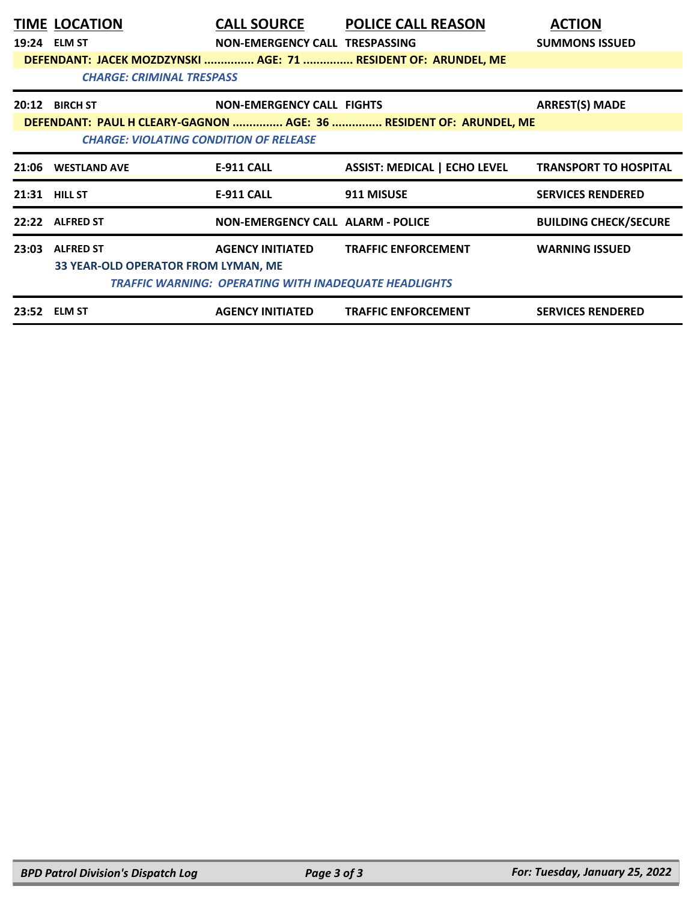| TIME | LOCATION | CALL SOURCE | POLICE CALL REASON | ACTION |
|---|---|---|---|---|
| 19:24 | ELM ST | NON-EMERGENCY CALL | TRESPASSING | SUMMONS ISSUED |
| DEFENDANT: JACEK MOZDZYNSKI ............... AGE: 71 ............... RESIDENT OF: ARUNDEL, ME | | | | |
| | *CHARGE: CRIMINAL TRESPASS* | | | |
| 20:12 | BIRCH ST | NON-EMERGENCY CALL | FIGHTS | ARREST(S) MADE |
| DEFENDANT: PAUL H CLEARY-GAGNON ............... AGE: 36 ............... RESIDENT OF: ARUNDEL, ME | | | | |
| | *CHARGE: VIOLATING CONDITION OF RELEASE* | | | |
| 21:06 | WESTLAND AVE | E-911 CALL | ASSIST: MEDICAL \| ECHO LEVEL | TRANSPORT TO HOSPITAL |
| 21:31 | HILL ST | E-911 CALL | 911 MISUSE | SERVICES RENDERED |
| 22:22 | ALFRED ST | NON-EMERGENCY CALL | ALARM - POLICE | BUILDING CHECK/SECURE |
| 23:03 | ALFRED ST | AGENCY INITIATED | TRAFFIC ENFORCEMENT | WARNING ISSUED |
| | 33 YEAR-OLD OPERATOR FROM LYMAN, ME | | | |
| | *TRAFFIC WARNING: OPERATING WITH INADEQUATE HEADLIGHTS* | | | |
| 23:52 | ELM ST | AGENCY INITIATED | TRAFFIC ENFORCEMENT | SERVICES RENDERED |

*BPD Patrol Division's Dispatch Log* — *For: Tuesday, January 25, 2022*